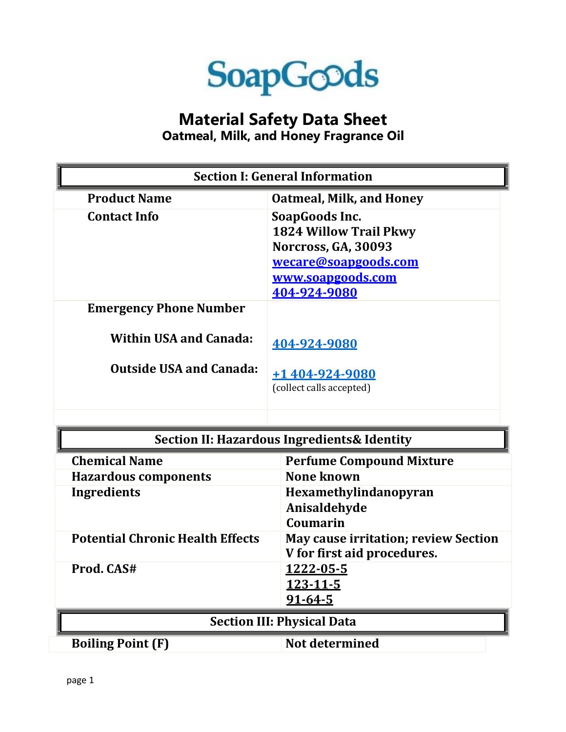SoapGoods

# Material Safety Data Sheet

## Oatmeal, Milk, and Honey Fragrance Oil

| Section I: General Information | |
|---|---|
| **Product Name** | **Oatmeal, Milk, and Honey** |
| **Contact Info** | **SoapGoods Inc.**<br>**1824 Willow Trail Pkwy**<br>**Norcross, GA, 30093**<br>**wecare@soapgoods.com**<br>**www.soapgoods.com**<br>**404-924-9080** |
| **Emergency Phone Number** | |
| **Within USA and Canada:** | **404-924-9080** |
| **Outside USA and Canada:** | **+1 404-924-9080**<br>(collect calls accepted) |

| Section II: Hazardous Ingredients& Identity | |
|---|---|
| **Chemical Name** | **Perfume Compound Mixture** |
| **Hazardous components** | **None known** |
| **Ingredients** | **Hexamethylindanopyran**<br>**Anisaldehyde**<br>**Coumarin** |
| **Potential Chronic Health Effects** | **May cause irritation; review Section V for first aid procedures.** |
| **Prod. CAS#** | **1222-05-5**<br>**123-11-5**<br>**91-64-5** |

| Section III: Physical Data | |
|---|---|
| **Boiling Point (F)** | **Not determined** |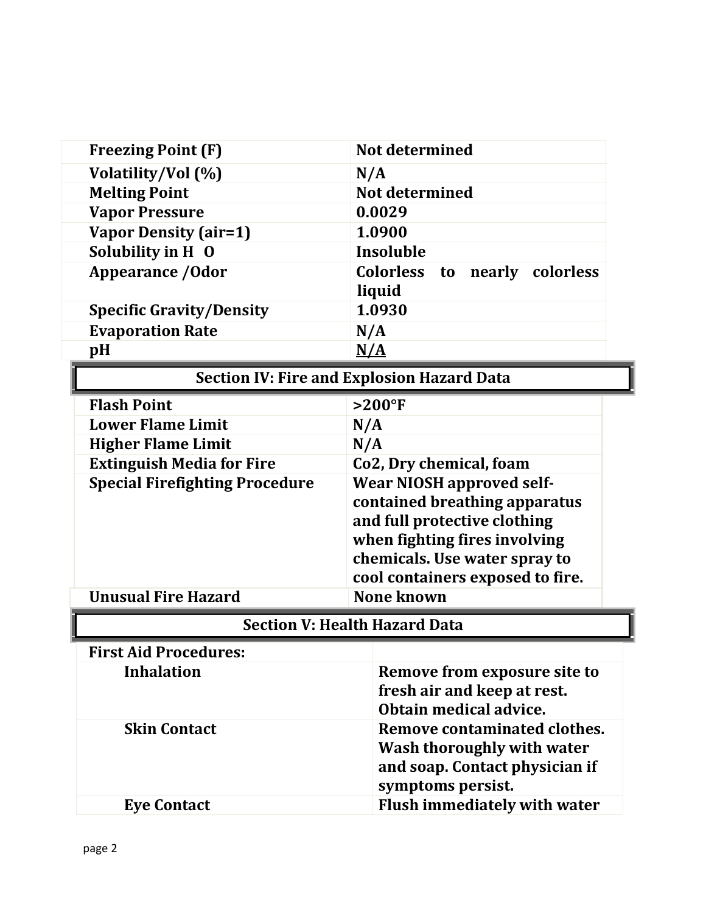| Freezing Point (F) | Not determined |
|---|---|
| Volatility/Vol (%) | N/A |
| Melting Point | Not determined |
| Vapor Pressure | 0.0029 |
| Vapor Density (air=1) | 1.0900 |
| Solubility in $H_2O$ | Insoluble |
| Appearance /Odor | Colorless to nearly colorless liquid |
| Specific Gravity/Density | 1.0930 |
| Evaporation Rate | N/A |
| pH | N/A |

## Section IV: Fire and Explosion Hazard Data

| Flash Point | >200°F |
|---|---|
| Lower Flame Limit | N/A |
| Higher Flame Limit | N/A |
| Extinguish Media for Fire | Co2, Dry chemical, foam |
| Special Firefighting Procedure | Wear NIOSH approved self-contained breathing apparatus and full protective clothing when fighting fires involving chemicals. Use water spray to cool containers exposed to fire. |
| Unusual Fire Hazard | None known |

## Section V: Health Hazard Data

| First Aid Procedures: | |
|---|---|
| Inhalation | Remove from exposure site to fresh air and keep at rest. Obtain medical advice. |
| Skin Contact | Remove contaminated clothes. Wash thoroughly with water and soap. Contact physician if symptoms persist. |
| Eye Contact | Flush immediately with water |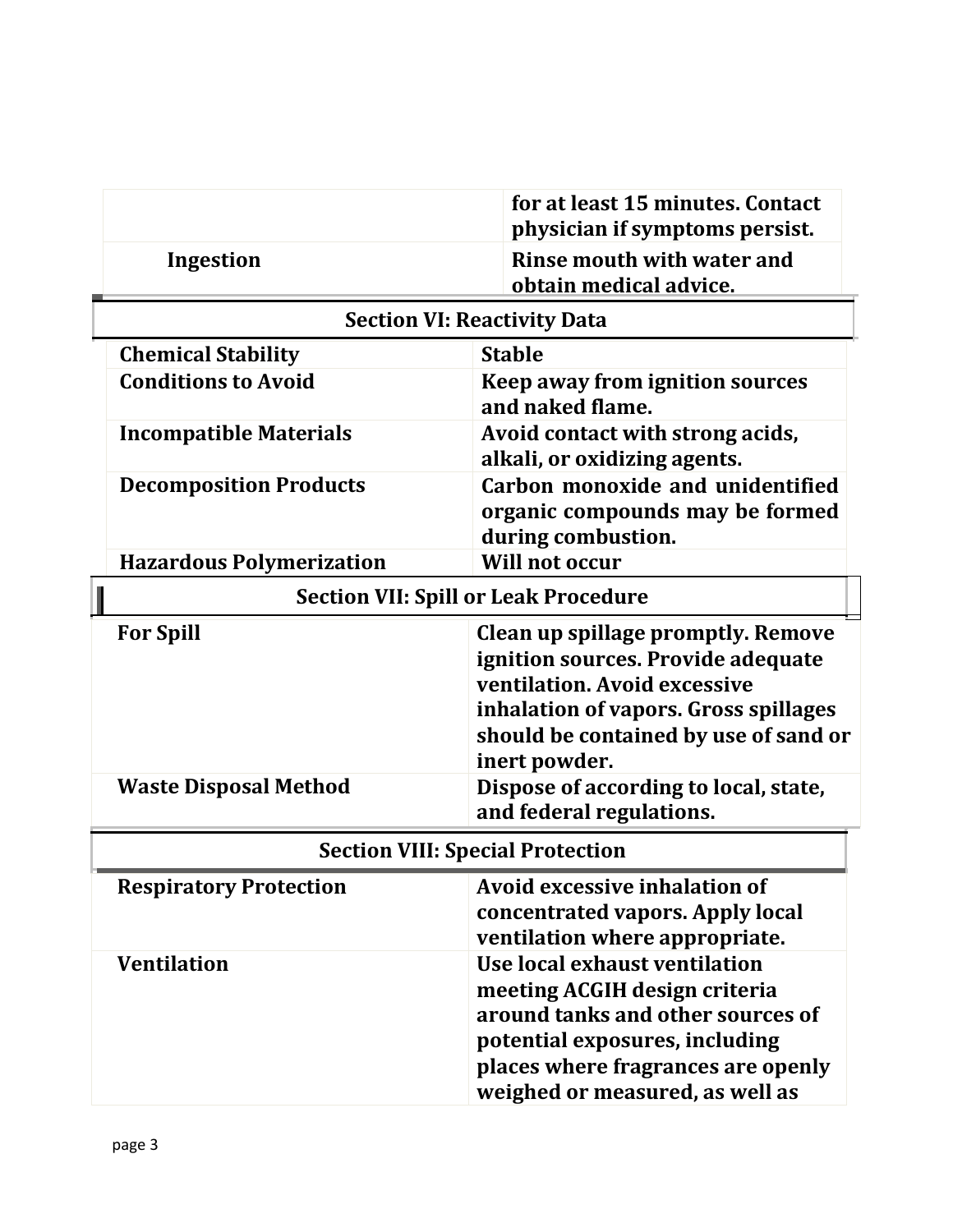| | |
|---|---|
| | **for at least 15 minutes. Contact physician if symptoms persist.** |
| **Ingestion** | **Rinse mouth with water and obtain medical advice.** |

## Section VI: Reactivity Data

| | |
|---|---|
| **Chemical Stability** | **Stable** |
| **Conditions to Avoid** | **Keep away from ignition sources and naked flame.** |
| **Incompatible Materials** | **Avoid contact with strong acids, alkali, or oxidizing agents.** |
| **Decomposition Products** | **Carbon monoxide and unidentified organic compounds may be formed during combustion.** |
| **Hazardous Polymerization** | **Will not occur** |

## Section VII: Spill or Leak Procedure

| | |
|---|---|
| **For Spill** | **Clean up spillage promptly. Remove ignition sources. Provide adequate ventilation. Avoid excessive inhalation of vapors. Gross spillages should be contained by use of sand or inert powder.** |
| **Waste Disposal Method** | **Dispose of according to local, state, and federal regulations.** |

## Section VIII: Special Protection

| | |
|---|---|
| **Respiratory Protection** | **Avoid excessive inhalation of concentrated vapors. Apply local ventilation where appropriate.** |
| **Ventilation** | **Use local exhaust ventilation meeting ACGIH design criteria around tanks and other sources of potential exposures, including places where fragrances are openly weighed or measured, as well as** |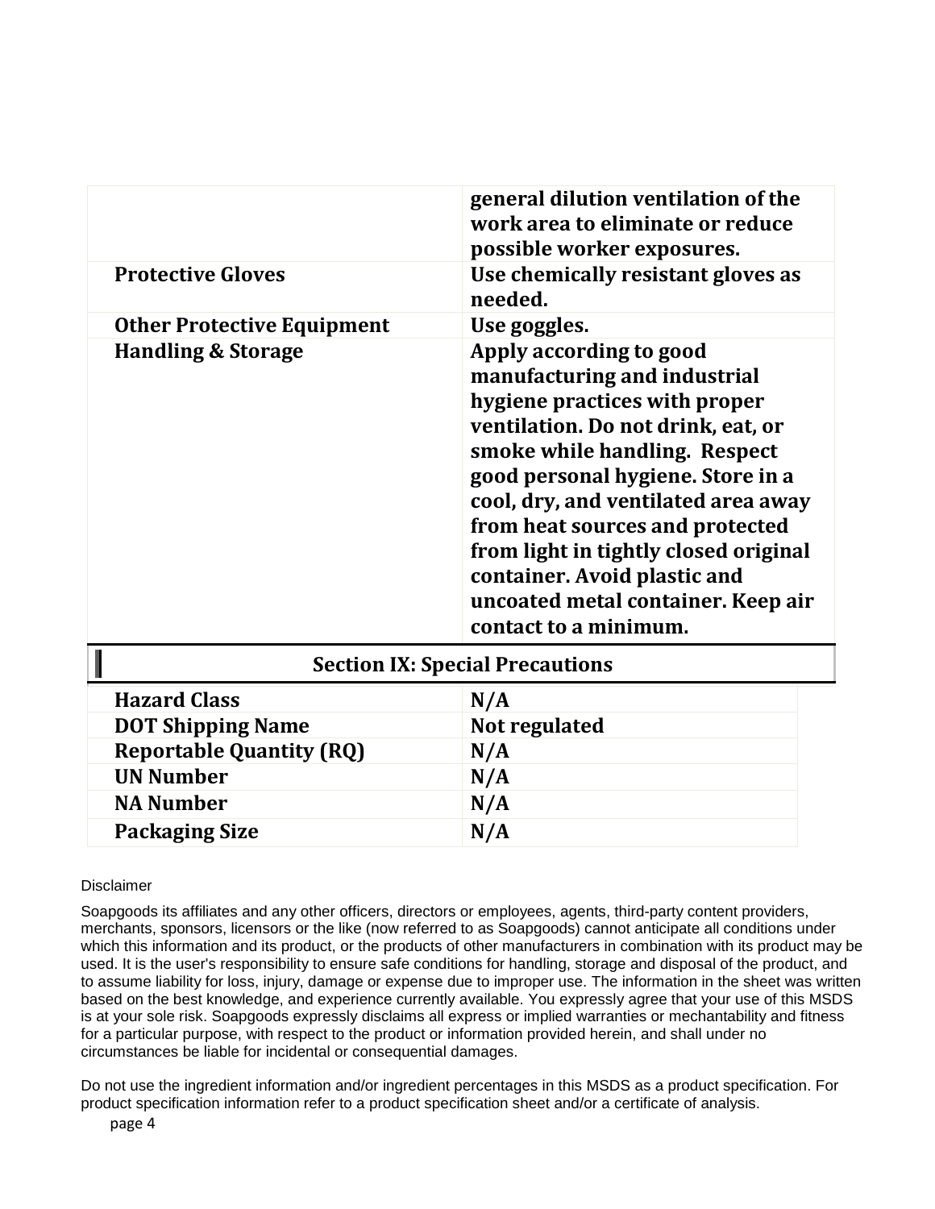| | |
|---|---|
| | **general dilution ventilation of the work area to eliminate or reduce possible worker exposures.** |
| **Protective Gloves** | **Use chemically resistant gloves as needed.** |
| **Other Protective Equipment** | **Use goggles.** |
| **Handling & Storage** | **Apply according to good manufacturing and industrial hygiene practices with proper ventilation. Do not drink, eat, or smoke while handling. Respect good personal hygiene. Store in a cool, dry, and ventilated area away from heat sources and protected from light in tightly closed original container. Avoid plastic and uncoated metal container. Keep air contact to a minimum.** |

## Section IX: Special Precautions

| | |
|---|---|
| **Hazard Class** | **N/A** |
| **DOT Shipping Name** | **Not regulated** |
| **Reportable Quantity (RQ)** | **N/A** |
| **UN Number** | **N/A** |
| **NA Number** | **N/A** |
| **Packaging Size** | **N/A** |

Disclaimer

Soapgoods its affiliates and any other officers, directors or employees, agents, third-party content providers, merchants, sponsors, licensors or the like (now referred to as Soapgoods) cannot anticipate all conditions under which this information and its product, or the products of other manufacturers in combination with its product may be used. It is the user's responsibility to ensure safe conditions for handling, storage and disposal of the product, and to assume liability for loss, injury, damage or expense due to improper use. The information in the sheet was written based on the best knowledge, and experience currently available. You expressly agree that your use of this MSDS is at your sole risk. Soapgoods expressly disclaims all express or implied warranties or mechantability and fitness for a particular purpose, with respect to the product or information provided herein, and shall under no circumstances be liable for incidental or consequential damages.

Do not use the ingredient information and/or ingredient percentages in this MSDS as a product specification. For product specification information refer to a product specification sheet and/or a certificate of analysis.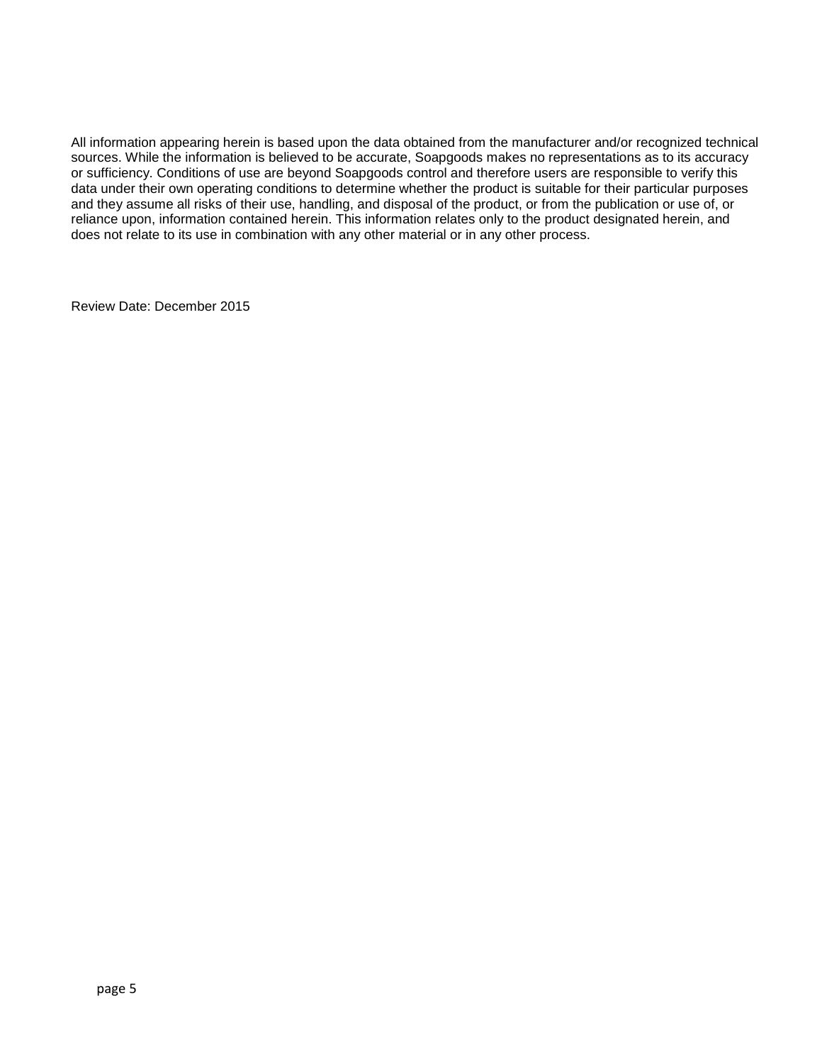All information appearing herein is based upon the data obtained from the manufacturer and/or recognized technical sources. While the information is believed to be accurate, Soapgoods makes no representations as to its accuracy or sufficiency. Conditions of use are beyond Soapgoods control and therefore users are responsible to verify this data under their own operating conditions to determine whether the product is suitable for their particular purposes and they assume all risks of their use, handling, and disposal of the product, or from the publication or use of, or reliance upon, information contained herein. This information relates only to the product designated herein, and does not relate to its use in combination with any other material or in any other process.

Review Date: December 2015